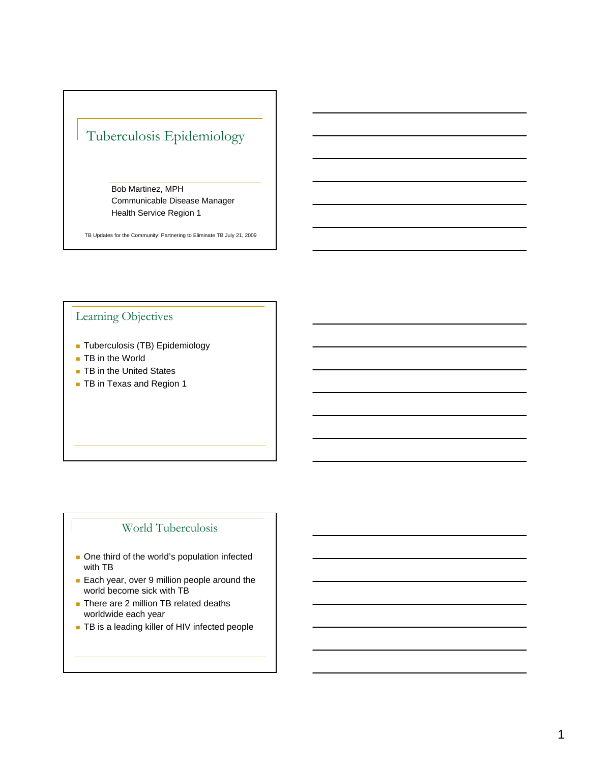# Tuberculosis Epidemiology

Bob Martinez, MPH
Communicable Disease Manager
Health Service Region 1

TB Updates for the Community: Partnering to Eliminate TB July 21, 2009

## Learning Objectives

- Tuberculosis (TB) Epidemiology
- TB in the World
- TB in the United States
- TB in Texas and Region 1

## World Tuberculosis

- One third of the world's population infected with TB
- Each year, over 9 million people around the world become sick with TB
- There are 2 million TB related deaths worldwide each year
- TB is a leading killer of HIV infected people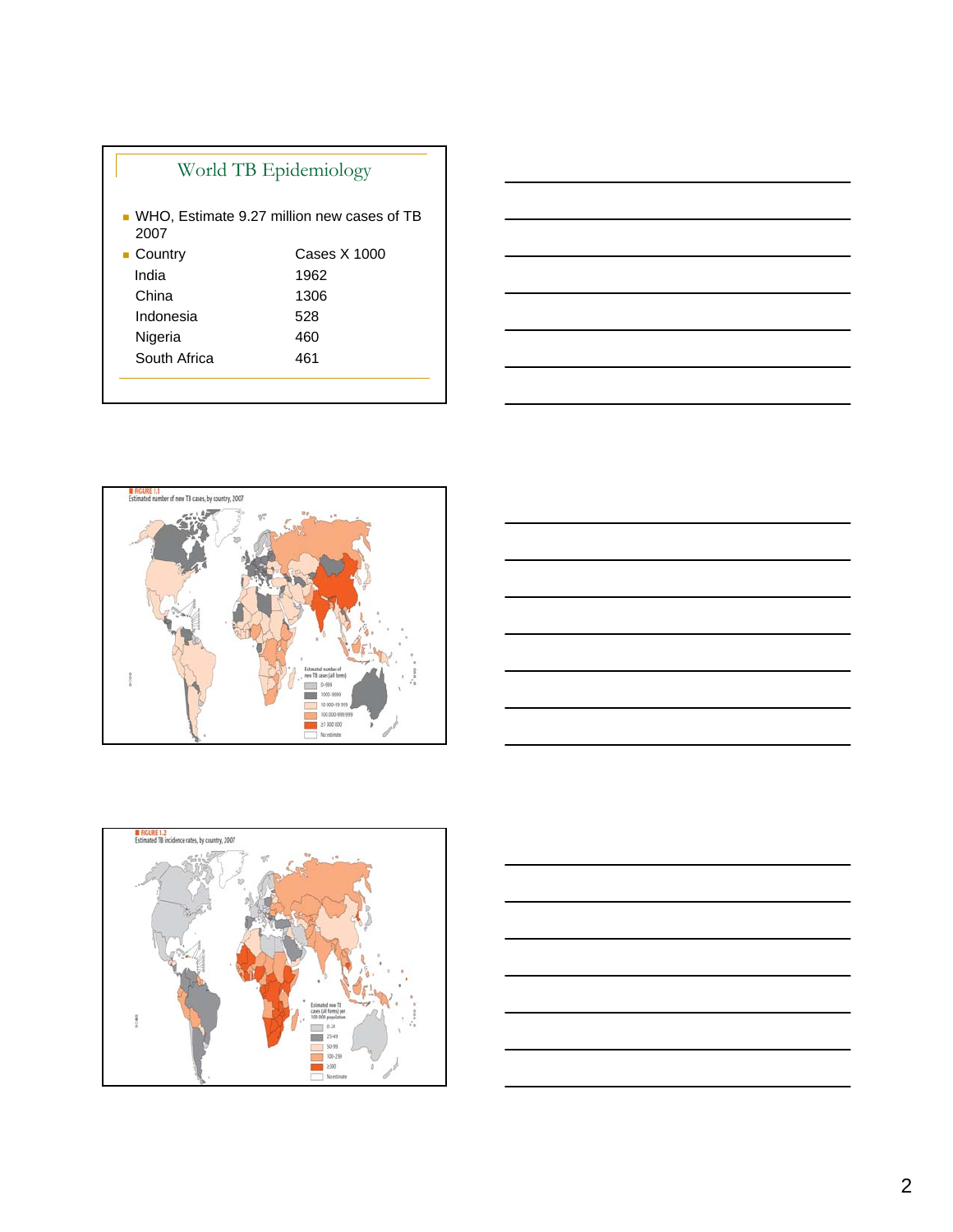## World TB Epidemiology

- WHO, Estimate 9.27 million new cases of TB 2007

| Country | Cases X 1000 |
|---|---|
| India | 1962 |
| China | 1306 |
| Indonesia | 528 |
| Nigeria | 460 |
| South Africa | 461 |

FIGURE 1.1
Estimated number of new TB cases, by country, 2007

FIGURE 1.2
Estimated TB incidence rates, by country, 2007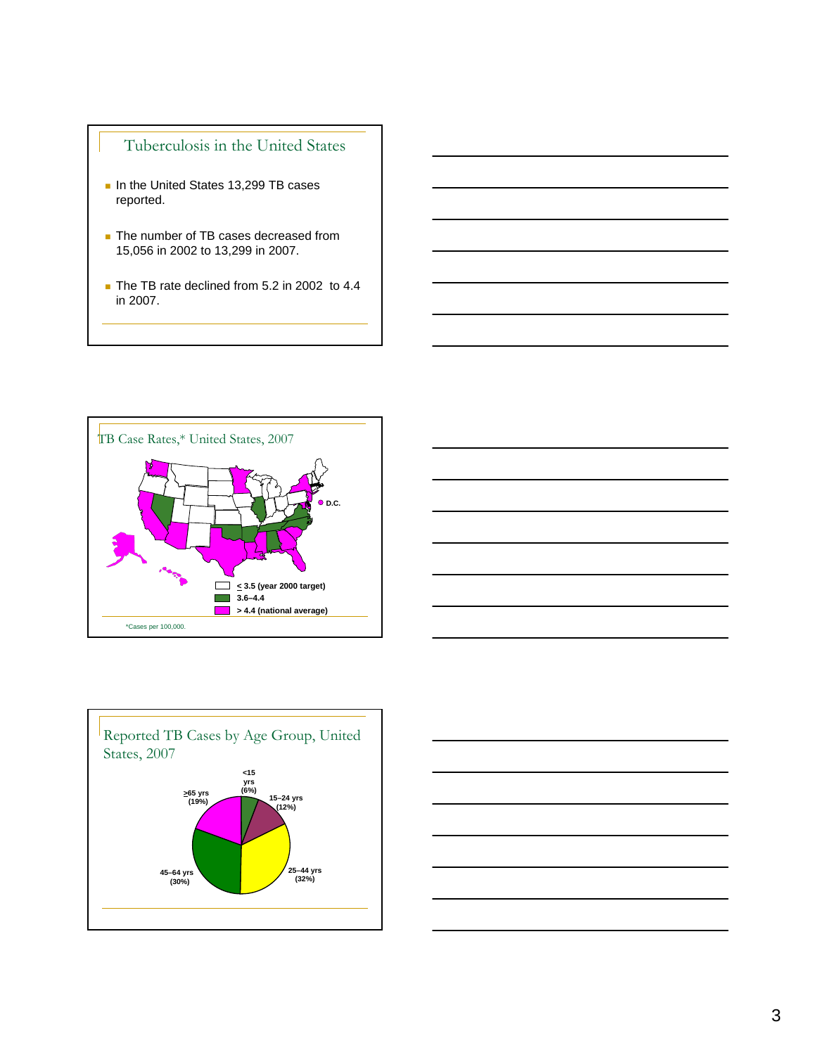## Tuberculosis in the United States

- In the United States 13,299 TB cases reported.
- The number of TB cases decreased from 15,056 in 2002 to 13,299 in 2007.
- The TB rate declined from 5.2 in 2002 to 4.4 in 2007.

## TB Case Rates,* United States, 2007

D.C.

- ≤ 3.5 (year 2000 target)
- 3.6–4.4
- > 4.4 (national average)

*Cases per 100,000.

## Reported TB Cases by Age Group, United States, 2007

- <15 yrs (6%)
- 15–24 yrs (12%)
- 25–44 yrs (32%)
- 45–64 yrs (30%)
- ≥65 yrs (19%)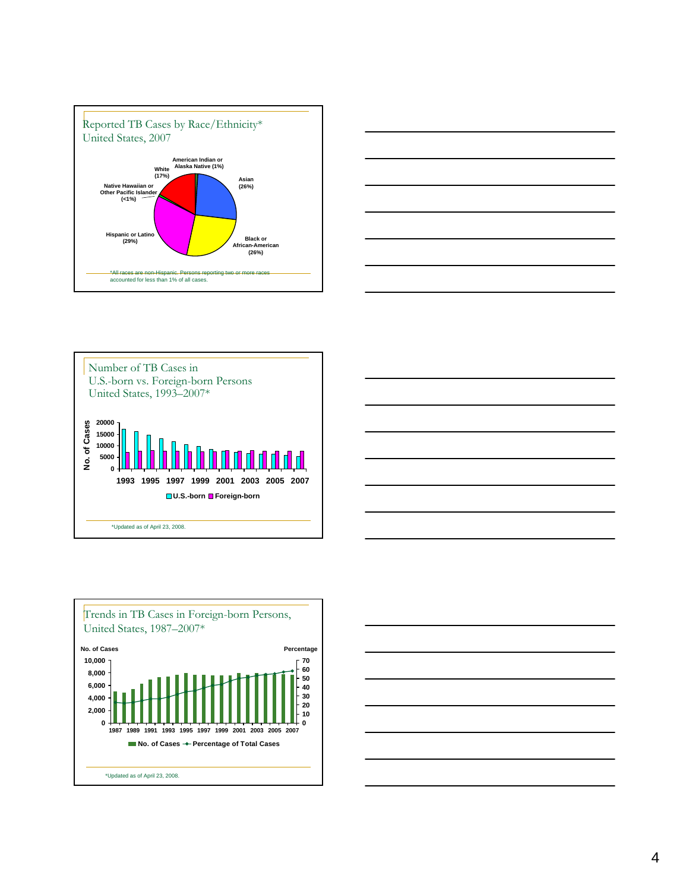## Reported TB Cases by Race/Ethnicity* United States, 2007

- American Indian or Alaska Native (1%)
- Asian (26%)
- Black or African-American (26%)
- Hispanic or Latino (29%)
- Native Hawaiian or Other Pacific Islander (<1%)
- White (17%)

*All races are non-Hispanic. Persons reporting two or more races accounted for less than 1% of all cases.

## Number of TB Cases in U.S.-born vs. Foreign-born Persons United States, 1993–2007*

No. of Cases: 0, 5000, 10000, 15000, 20000

1993, 1995, 1997, 1999, 2001, 2003, 2005, 2007

U.S.-born / Foreign-born

*Updated as of April 23, 2008.

## Trends in TB Cases in Foreign-born Persons, United States, 1987–2007*

No. of Cases: 0, 2,000, 4,000, 6,000, 8,000, 10,000

Percentage: 0, 10, 20, 30, 40, 50, 60, 70

1987, 1989, 1991, 1993, 1995, 1997, 1999, 2001, 2003, 2005, 2007

No. of Cases / Percentage of Total Cases

*Updated as of April 23, 2008.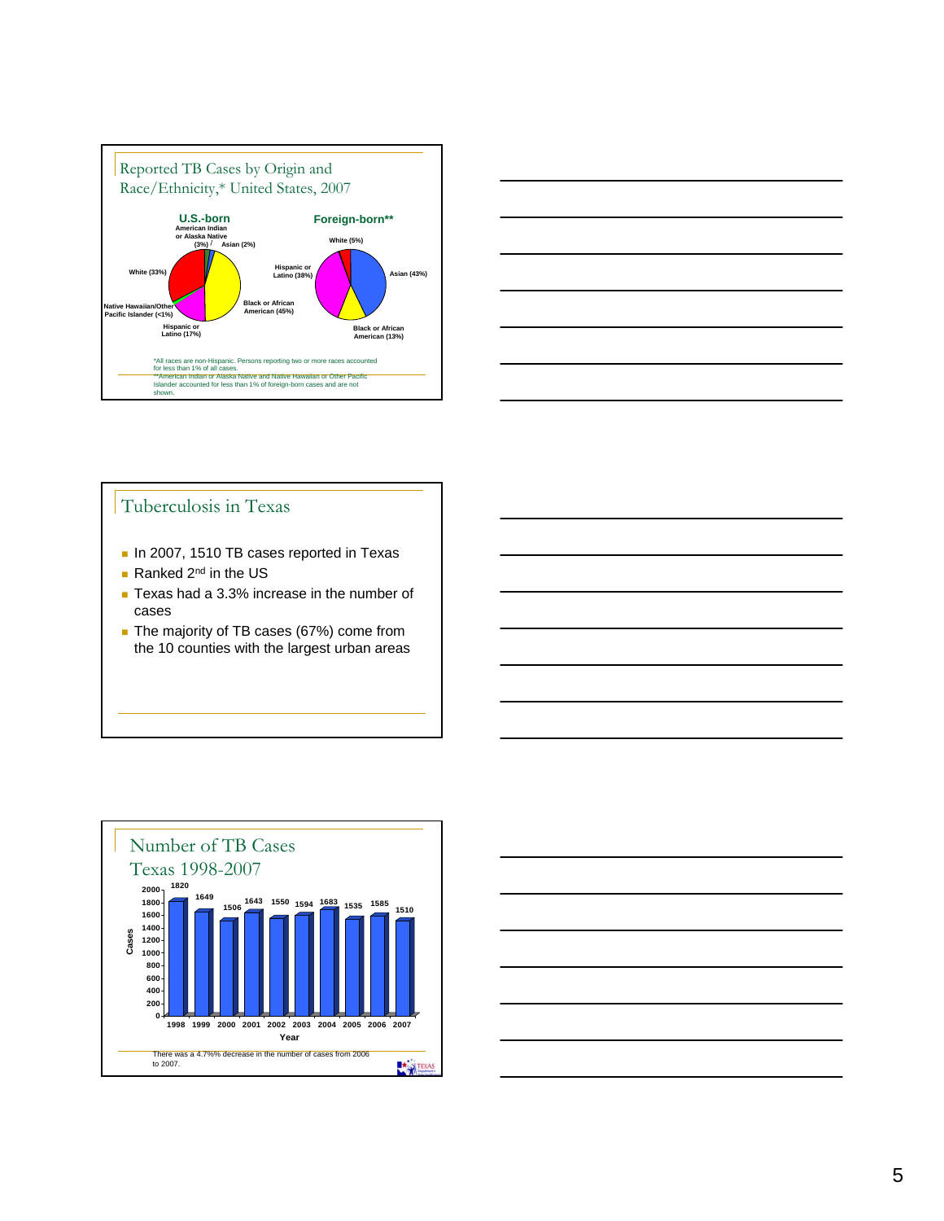## Reported TB Cases by Origin and Race/Ethnicity,* United States, 2007

**U.S.-born**

- American Indian or Alaska Native (3%)
- Asian (2%)
- White (33%)
- Native Hawaiian/Other Pacific Islander (<1%)
- Hispanic or Latino (17%)
- Black or African American (45%)

**Foreign-born****

- White (5%)
- Hispanic or Latino (38%)
- Asian (43%)
- Black or African American (13%)

*All races are non-Hispanic. Persons reporting two or more races accounted for less than 1% of all cases.
**American Indian or Alaska Native and Native Hawaiian or Other Pacific Islander accounted for less than 1% of foreign-born cases and are not shown.

## Tuberculosis in Texas

- In 2007, 1510 TB cases reported in Texas
- Ranked 2nd in the US
- Texas had a 3.3% increase in the number of cases
- The majority of TB cases (67%) come from the 10 counties with the largest urban areas

## Number of TB Cases Texas 1998-2007

| Year | Cases |
|---|---|
| 1998 | 1820 |
| 1999 | 1649 |
| 2000 | 1506 |
| 2001 | 1643 |
| 2002 | 1550 |
| 2003 | 1594 |
| 2004 | 1683 |
| 2005 | 1535 |
| 2006 | 1585 |
| 2007 | 1510 |

There was a 4.7%% decrease in the number of cases from 2006 to 2007.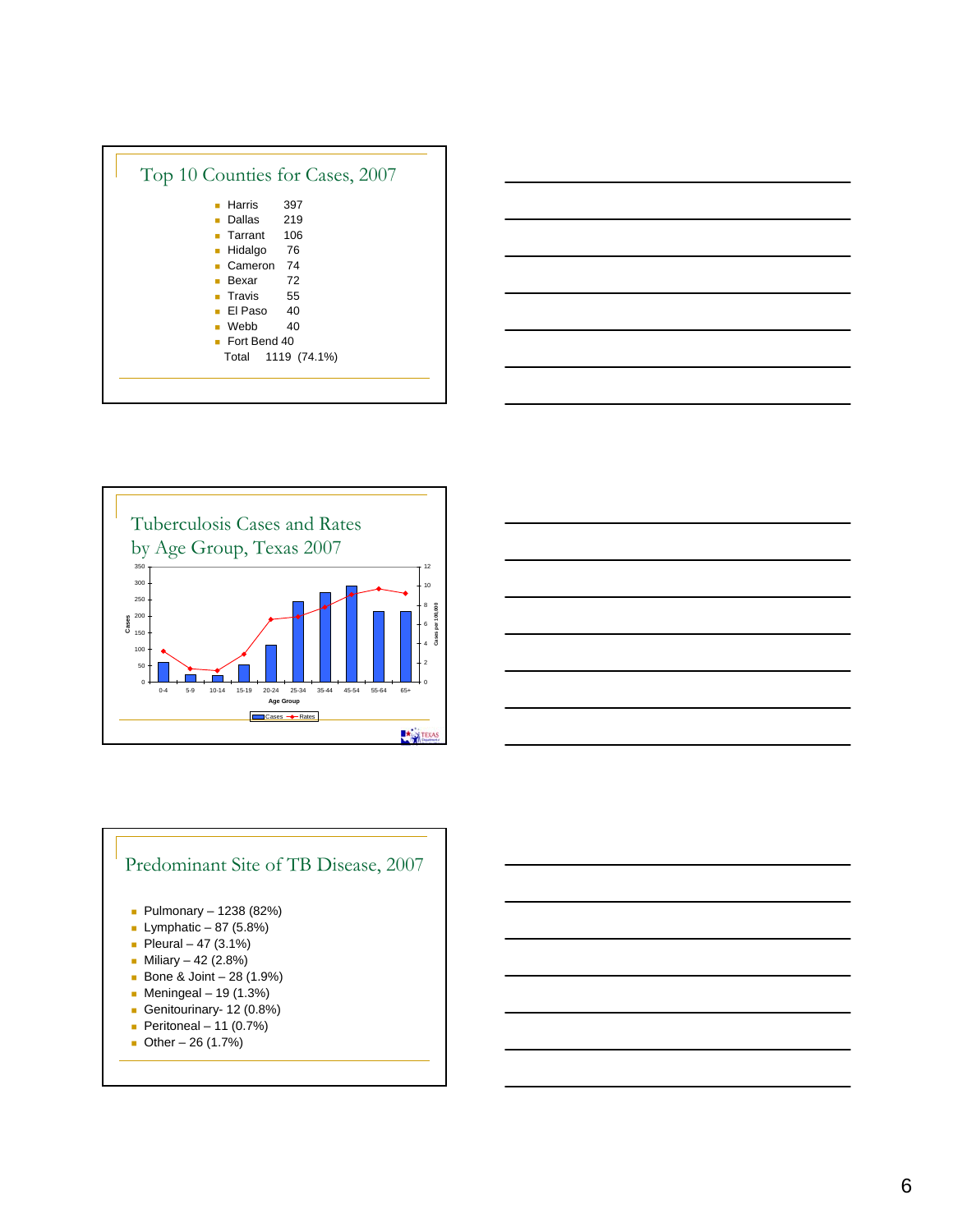## Top 10 Counties for Cases, 2007

- Harris 397
- Dallas 219
- Tarrant 106
- Hidalgo 76
- Cameron 74
- Bexar 72
- Travis 55
- El Paso 40
- Webb 40
- Fort Bend 40

Total 1119 (74.1%)

## Tuberculosis Cases and Rates by Age Group, Texas 2007

Cases: 0 – 350; Cases per 100,000: 0 – 12

Age Group: 0-4, 5-9, 10-14, 15-19, 20-24, 25-34, 35-44, 45-54, 55-64, 65+

Cases — Rates

## Predominant Site of TB Disease, 2007

- Pulmonary – 1238 (82%)
- Lymphatic – 87 (5.8%)
- Pleural – 47 (3.1%)
- Miliary – 42 (2.8%)
- Bone & Joint – 28 (1.9%)
- Meningeal – 19 (1.3%)
- Genitourinary- 12 (0.8%)
- Peritoneal – 11 (0.7%)
- Other – 26 (1.7%)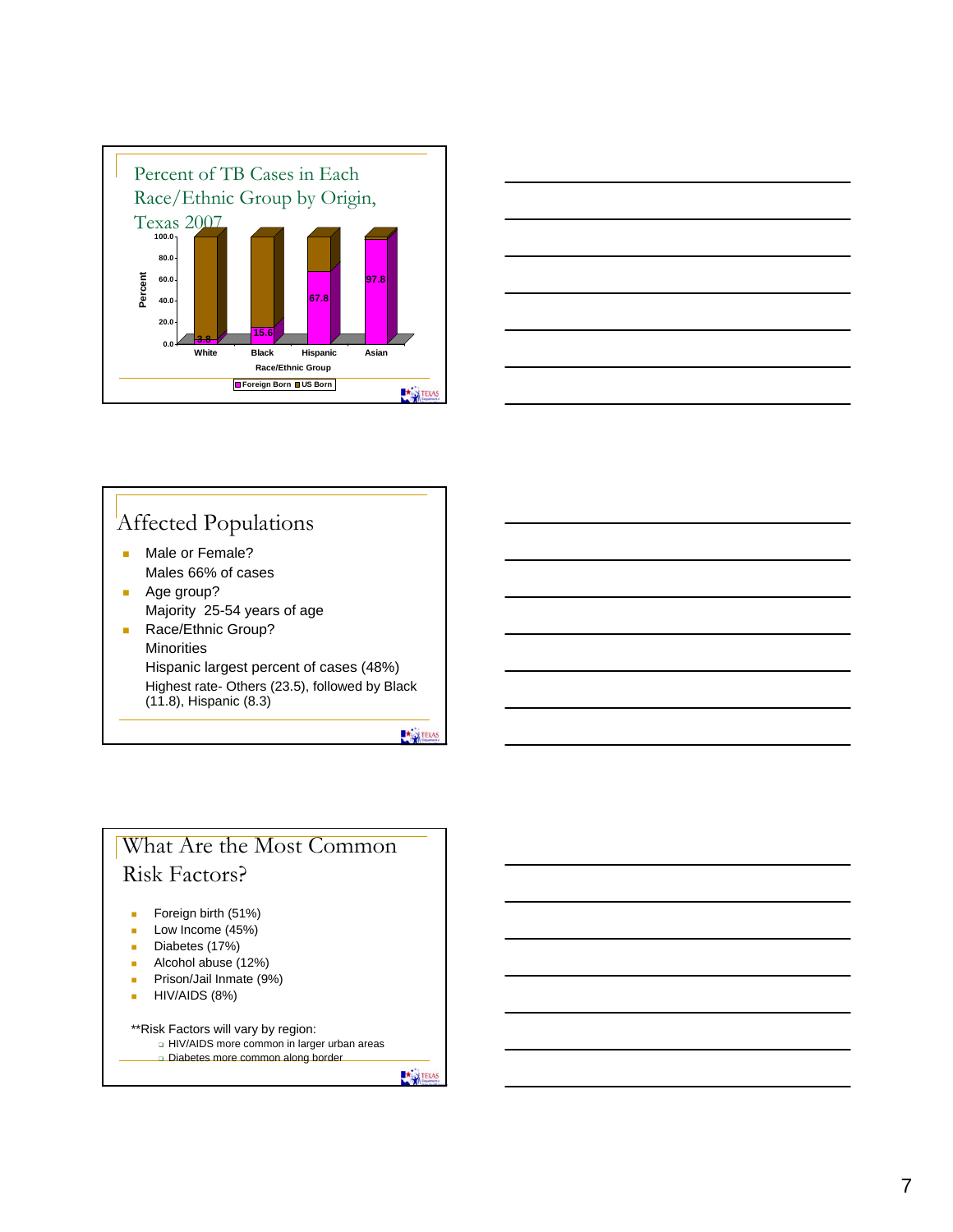## Percent of TB Cases in Each Race/Ethnic Group by Origin, Texas 2007

| Race/Ethnic Group | Foreign Born (%) |
|---|---|
| White | 3.8 |
| Black | 15.6 |
| Hispanic | 67.8 |
| Asian | 97.8 |

Legend: Foreign Born, US Born

## Affected Populations

- Male or Female?
  Males 66% of cases
- Age group?
  Majority 25-54 years of age
- Race/Ethnic Group?
  Minorities
  Hispanic largest percent of cases (48%)
  Highest rate- Others (23.5), followed by Black (11.8), Hispanic (8.3)

## What Are the Most Common Risk Factors?

- Foreign birth (51%)
- Low Income (45%)
- Diabetes (17%)
- Alcohol abuse (12%)
- Prison/Jail Inmate (9%)
- HIV/AIDS (8%)

**Risk Factors will vary by region:
- HIV/AIDS more common in larger urban areas
- Diabetes more common along border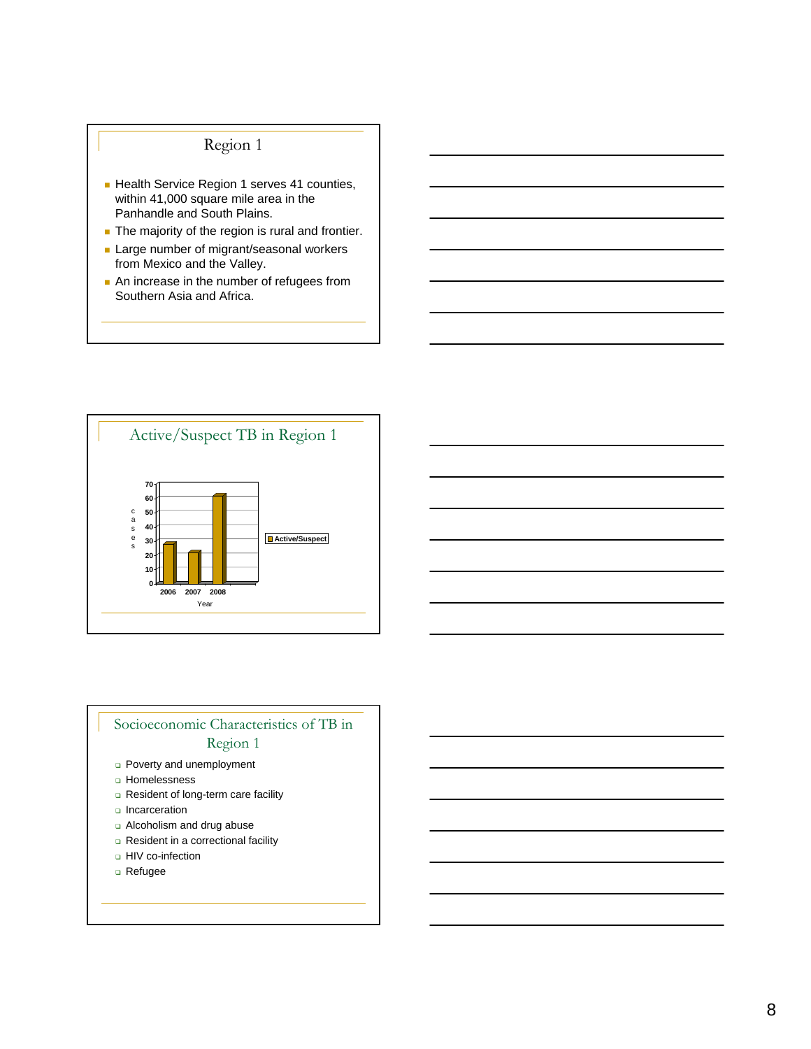## Region 1

- Health Service Region 1 serves 41 counties, within 41,000 square mile area in the Panhandle and South Plains.
- The majority of the region is rural and frontier.
- Large number of migrant/seasonal workers from Mexico and the Valley.
- An increase in the number of refugees from Southern Asia and Africa.

## Active/Suspect TB in Region 1

cases

70
60
50
40
30
20
10
0

2006 2007 2008

Year

Active/Suspect

## Socioeconomic Characteristics of TB in Region 1

- Poverty and unemployment
- Homelessness
- Resident of long-term care facility
- Incarceration
- Alcoholism and drug abuse
- Resident in a correctional facility
- HIV co-infection
- Refugee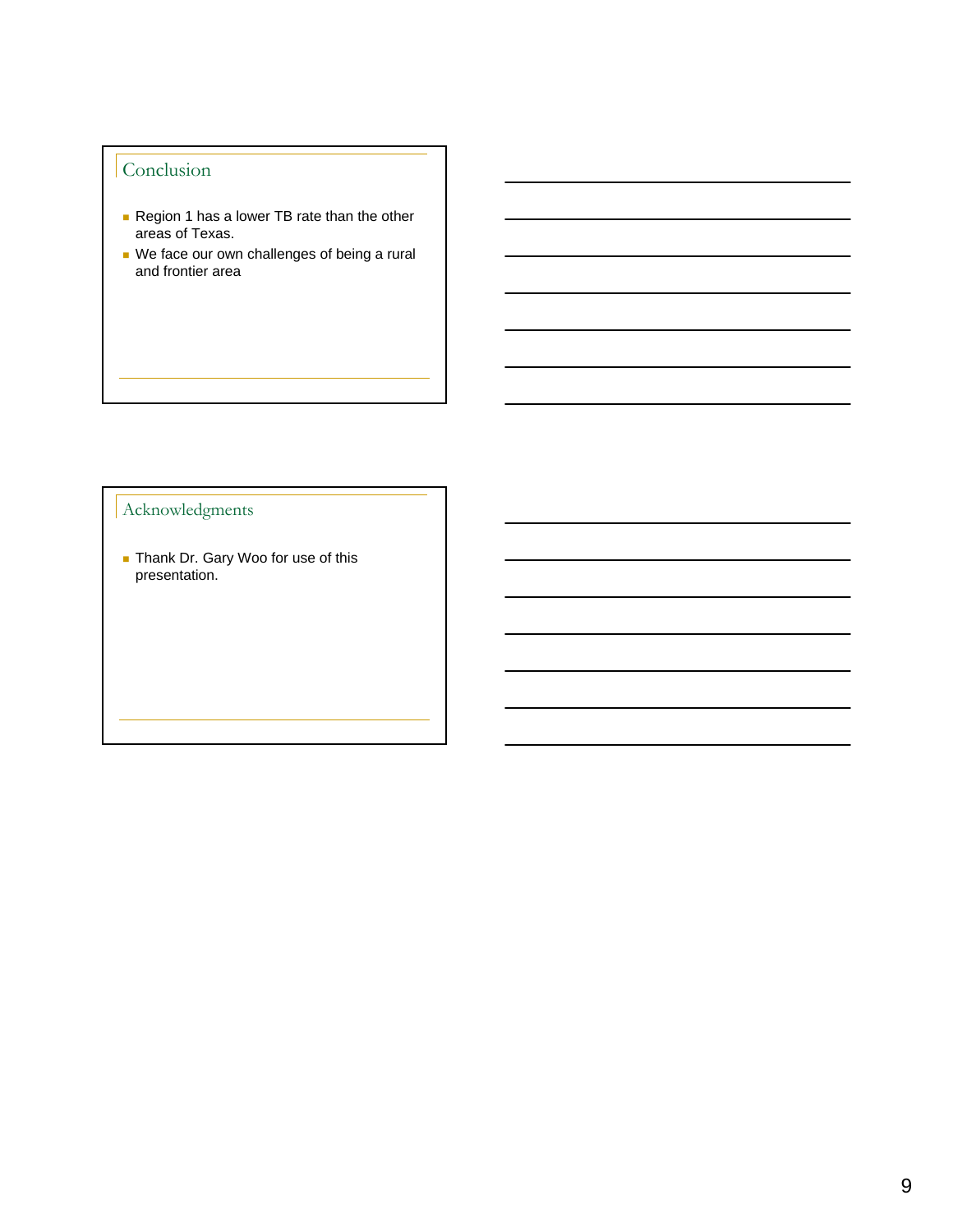## Conclusion

- Region 1 has a lower TB rate than the other areas of Texas.
- We face our own challenges of being a rural and frontier area

## Acknowledgments

- Thank Dr. Gary Woo for use of this presentation.